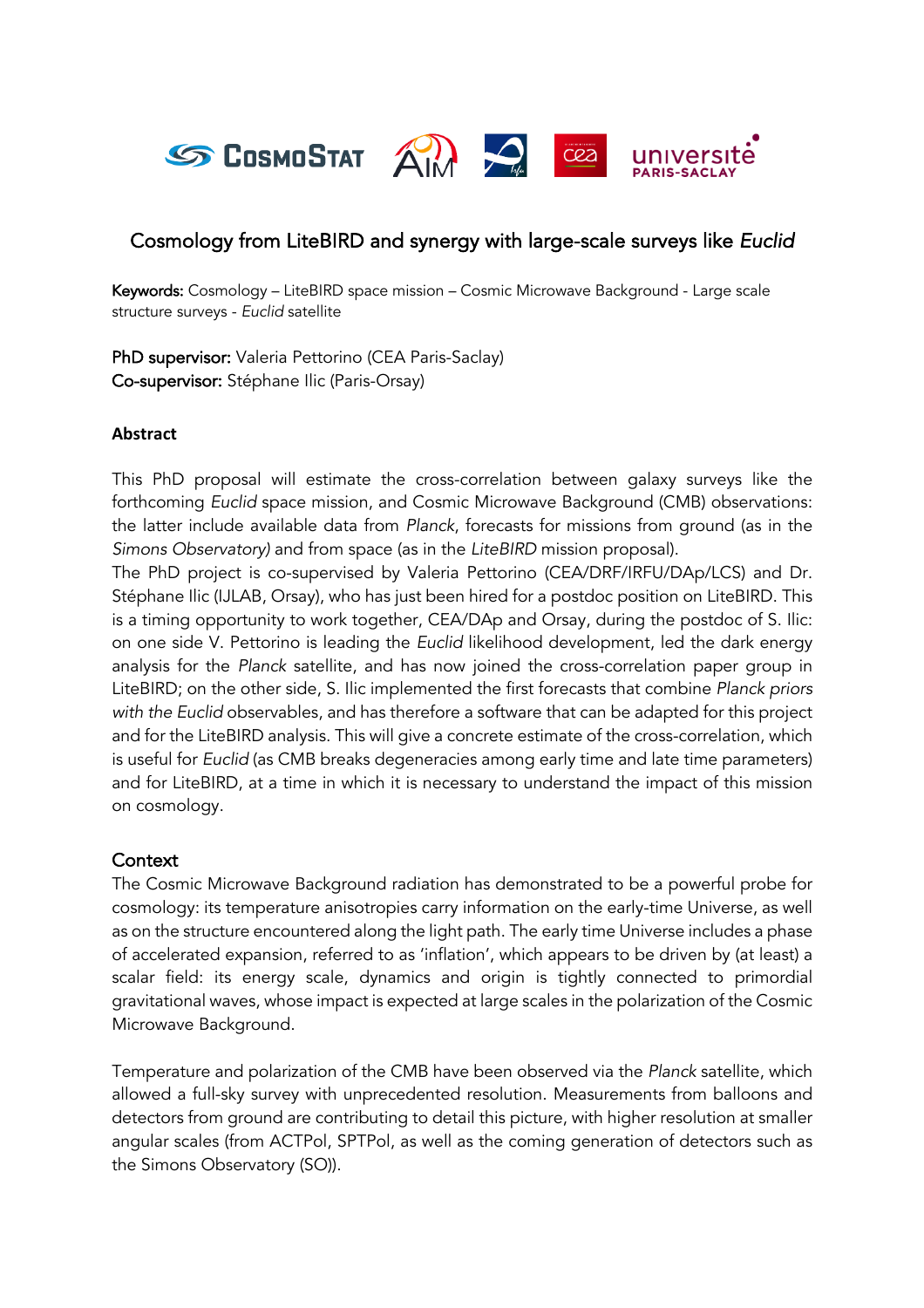# Cosmology from LiteBIRD and synergy with large-scale surveys like *Euclid*

**Keywords:** Cosmology – LiteBIRD space mission – Cosmic Microwave Background - Large scale structure surveys - *Euclid* satellite

**PhD supervisor:** Valeria Pettorino (CEA Paris-Saclay)
**Co-supervisor:** Stéphane Ilic (Paris-Orsay)

### Abstract

This PhD proposal will estimate the cross-correlation between galaxy surveys like the forthcoming *Euclid* space mission, and Cosmic Microwave Background (CMB) observations: the latter include available data from *Planck*, forecasts for missions from ground (as in the *Simons Observatory)* and from space (as in the *LiteBIRD* mission proposal).
The PhD project is co-supervised by Valeria Pettorino (CEA/DRF/IRFU/DAp/LCS) and Dr. Stéphane Ilic (IJLAB, Orsay), who has just been hired for a postdoc position on LiteBIRD. This is a timing opportunity to work together, CEA/DAp and Orsay, during the postdoc of S. Ilic: on one side V. Pettorino is leading the *Euclid* likelihood development, led the dark energy analysis for the *Planck* satellite, and has now joined the cross-correlation paper group in LiteBIRD; on the other side, S. Ilic implemented the first forecasts that combine *Planck priors with the Euclid* observables, and has therefore a software that can be adapted for this project and for the LiteBIRD analysis. This will give a concrete estimate of the cross-correlation, which is useful for *Euclid* (as CMB breaks degeneracies among early time and late time parameters) and for LiteBIRD, at a time in which it is necessary to understand the impact of this mission on cosmology.

## Context

The Cosmic Microwave Background radiation has demonstrated to be a powerful probe for cosmology: its temperature anisotropies carry information on the early-time Universe, as well as on the structure encountered along the light path. The early time Universe includes a phase of accelerated expansion, referred to as 'inflation', which appears to be driven by (at least) a scalar field: its energy scale, dynamics and origin is tightly connected to primordial gravitational waves, whose impact is expected at large scales in the polarization of the Cosmic Microwave Background.

Temperature and polarization of the CMB have been observed via the *Planck* satellite, which allowed a full-sky survey with unprecedented resolution. Measurements from balloons and detectors from ground are contributing to detail this picture, with higher resolution at smaller angular scales (from ACTPol, SPTPol, as well as the coming generation of detectors such as the Simons Observatory (SO)).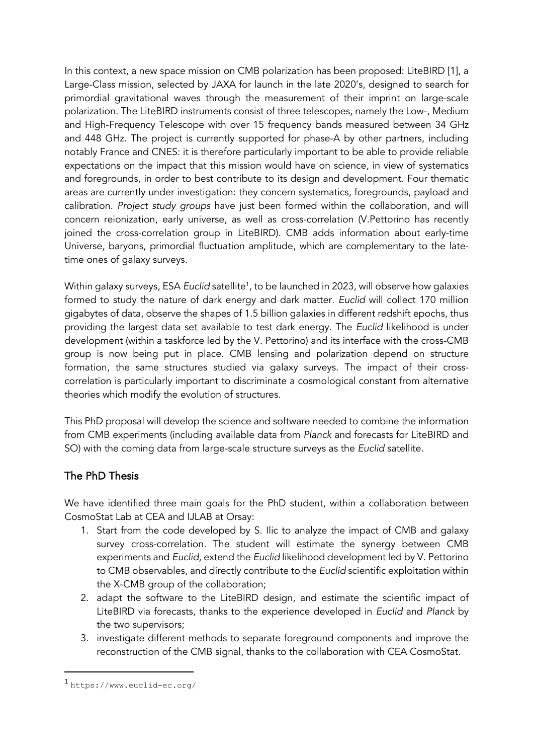In this context, a new space mission on CMB polarization has been proposed: LiteBIRD [1], a Large-Class mission, selected by JAXA for launch in the late 2020's, designed to search for primordial gravitational waves through the measurement of their imprint on large-scale polarization. The LiteBIRD instruments consist of three telescopes, namely the Low-, Medium and High-Frequency Telescope with over 15 frequency bands measured between 34 GHz and 448 GHz. The project is currently supported for phase-A by other partners, including notably France and CNES: it is therefore particularly important to be able to provide reliable expectations on the impact that this mission would have on science, in view of systematics and foregrounds, in order to best contribute to its design and development. Four thematic areas are currently under investigation: they concern systematics, foregrounds, payload and calibration. *Project study groups* have just been formed within the collaboration, and will concern reionization, early universe, as well as cross-correlation (V.Pettorino has recently joined the cross-correlation group in LiteBIRD). CMB adds information about early-time Universe, baryons, primordial fluctuation amplitude, which are complementary to the late-time ones of galaxy surveys.

Within galaxy surveys, ESA *Euclid* satellite[1], to be launched in 2023, will observe how galaxies formed to study the nature of dark energy and dark matter. *Euclid* will collect 170 million gigabytes of data, observe the shapes of 1.5 billion galaxies in different redshift epochs, thus providing the largest data set available to test dark energy. The *Euclid* likelihood is under development (within a taskforce led by the V. Pettorino) and its interface with the cross-CMB group is now being put in place. CMB lensing and polarization depend on structure formation, the same structures studied via galaxy surveys. The impact of their cross-correlation is particularly important to discriminate a cosmological constant from alternative theories which modify the evolution of structures.

This PhD proposal will develop the science and software needed to combine the information from CMB experiments (including available data from *Planck* and forecasts for LiteBIRD and SO) with the coming data from large-scale structure surveys as the *Euclid* satellite.

## The PhD Thesis

We have identified three main goals for the PhD student, within a collaboration between CosmoStat Lab at CEA and IJLAB at Orsay:

1. Start from the code developed by S. Ilic to analyze the impact of CMB and galaxy survey cross-correlation. The student will estimate the synergy between CMB experiments and *Euclid,* extend the *Euclid* likelihood development led by V. Pettorino to CMB observables, and directly contribute to the *Euclid* scientific exploitation within the X-CMB group of the collaboration;
2. adapt the software to the LiteBIRD design, and estimate the scientific impact of LiteBIRD via forecasts, thanks to the experience developed in *Euclid* and *Planck* by the two supervisors;
3. investigate different methods to separate foreground components and improve the reconstruction of the CMB signal, thanks to the collaboration with CEA CosmoStat.

[1] https://www.euclid-ec.org/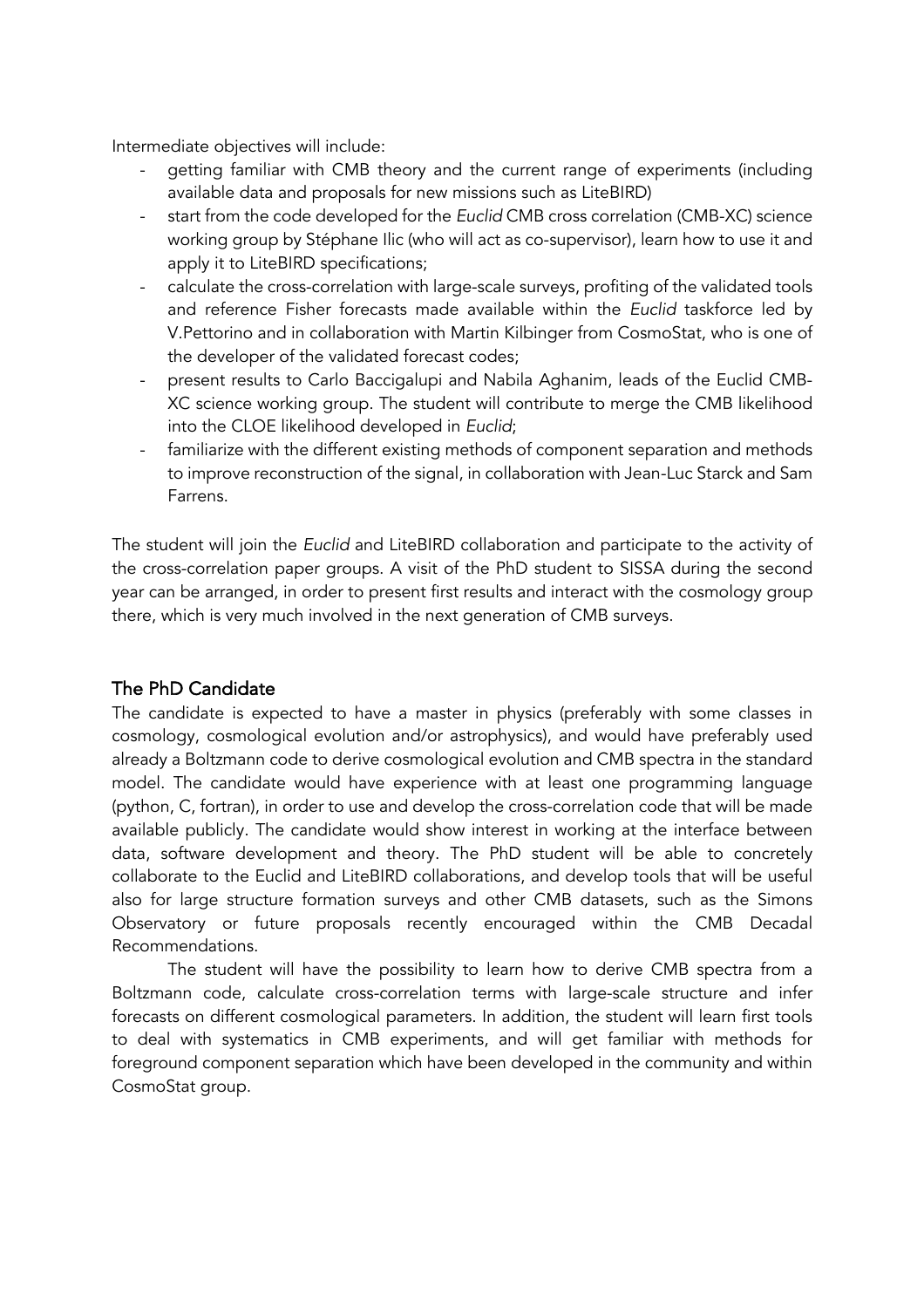Intermediate objectives will include:

- getting familiar with CMB theory and the current range of experiments (including available data and proposals for new missions such as LiteBIRD)
- start from the code developed for the *Euclid* CMB cross correlation (CMB-XC) science working group by Stéphane Ilic (who will act as co-supervisor), learn how to use it and apply it to LiteBIRD specifications;
- calculate the cross-correlation with large-scale surveys, profiting of the validated tools and reference Fisher forecasts made available within the *Euclid* taskforce led by V.Pettorino and in collaboration with Martin Kilbinger from CosmoStat, who is one of the developer of the validated forecast codes;
- present results to Carlo Baccigalupi and Nabila Aghanim, leads of the Euclid CMB-XC science working group. The student will contribute to merge the CMB likelihood into the CLOE likelihood developed in *Euclid*;
- familiarize with the different existing methods of component separation and methods to improve reconstruction of the signal, in collaboration with Jean-Luc Starck and Sam Farrens.

The student will join the *Euclid* and LiteBIRD collaboration and participate to the activity of the cross-correlation paper groups. A visit of the PhD student to SISSA during the second year can be arranged, in order to present first results and interact with the cosmology group there, which is very much involved in the next generation of CMB surveys.

## The PhD Candidate

The candidate is expected to have a master in physics (preferably with some classes in cosmology, cosmological evolution and/or astrophysics), and would have preferably used already a Boltzmann code to derive cosmological evolution and CMB spectra in the standard model. The candidate would have experience with at least one programming language (python, C, fortran), in order to use and develop the cross-correlation code that will be made available publicly. The candidate would show interest in working at the interface between data, software development and theory. The PhD student will be able to concretely collaborate to the Euclid and LiteBIRD collaborations, and develop tools that will be useful also for large structure formation surveys and other CMB datasets, such as the Simons Observatory or future proposals recently encouraged within the CMB Decadal Recommendations.

The student will have the possibility to learn how to derive CMB spectra from a Boltzmann code, calculate cross-correlation terms with large-scale structure and infer forecasts on different cosmological parameters. In addition, the student will learn first tools to deal with systematics in CMB experiments, and will get familiar with methods for foreground component separation which have been developed in the community and within CosmoStat group.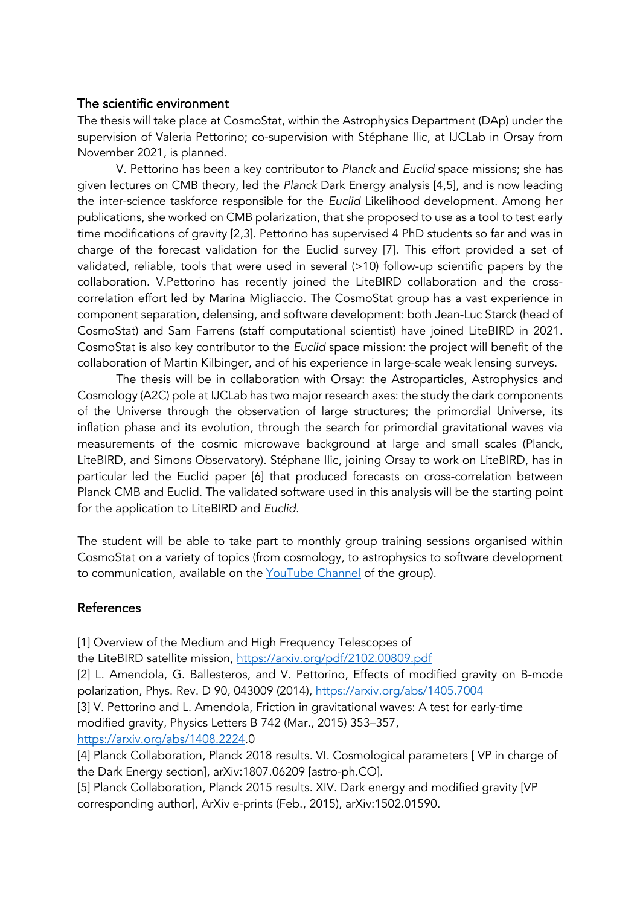## The scientific environment

The thesis will take place at CosmoStat, within the Astrophysics Department (DAp) under the supervision of Valeria Pettorino; co-supervision with Stéphane Ilic, at IJCLab in Orsay from November 2021, is planned.

V. Pettorino has been a key contributor to *Planck* and *Euclid* space missions; she has given lectures on CMB theory, led the *Planck* Dark Energy analysis [4,5], and is now leading the inter-science taskforce responsible for the *Euclid* Likelihood development. Among her publications, she worked on CMB polarization, that she proposed to use as a tool to test early time modifications of gravity [2,3]. Pettorino has supervised 4 PhD students so far and was in charge of the forecast validation for the Euclid survey [7]. This effort provided a set of validated, reliable, tools that were used in several (>10) follow-up scientific papers by the collaboration. V.Pettorino has recently joined the LiteBIRD collaboration and the cross-correlation effort led by Marina Migliaccio. The CosmoStat group has a vast experience in component separation, delensing, and software development: both Jean-Luc Starck (head of CosmoStat) and Sam Farrens (staff computational scientist) have joined LiteBIRD in 2021. CosmoStat is also key contributor to the *Euclid* space mission: the project will benefit of the collaboration of Martin Kilbinger, and of his experience in large-scale weak lensing surveys.

The thesis will be in collaboration with Orsay: the Astroparticles, Astrophysics and Cosmology (A2C) pole at IJCLab has two major research axes: the study the dark components of the Universe through the observation of large structures; the primordial Universe, its inflation phase and its evolution, through the search for primordial gravitational waves via measurements of the cosmic microwave background at large and small scales (Planck, LiteBIRD, and Simons Observatory). Stéphane Ilic, joining Orsay to work on LiteBIRD, has in particular led the Euclid paper [6] that produced forecasts on cross-correlation between Planck CMB and Euclid. The validated software used in this analysis will be the starting point for the application to LiteBIRD and *Euclid*.

The student will be able to take part to monthly group training sessions organised within CosmoStat on a variety of topics (from cosmology, to astrophysics to software development to communication, available on the [YouTube Channel]() of the group).

## References

[1] Overview of the Medium and High Frequency Telescopes of the LiteBIRD satellite mission, https://arxiv.org/pdf/2102.00809.pdf

[2] L. Amendola, G. Ballesteros, and V. Pettorino, Effects of modified gravity on B-mode polarization, Phys. Rev. D 90, 043009 (2014), https://arxiv.org/abs/1405.7004

[3] V. Pettorino and L. Amendola, Friction in gravitational waves: A test for early-time modified gravity, Physics Letters B 742 (Mar., 2015) 353–357, https://arxiv.org/abs/1408.2224.0

[4] Planck Collaboration, Planck 2018 results. VI. Cosmological parameters [ VP in charge of the Dark Energy section], arXiv:1807.06209 [astro-ph.CO].

[5] Planck Collaboration, Planck 2015 results. XIV. Dark energy and modified gravity [VP corresponding author], ArXiv e-prints (Feb., 2015), arXiv:1502.01590.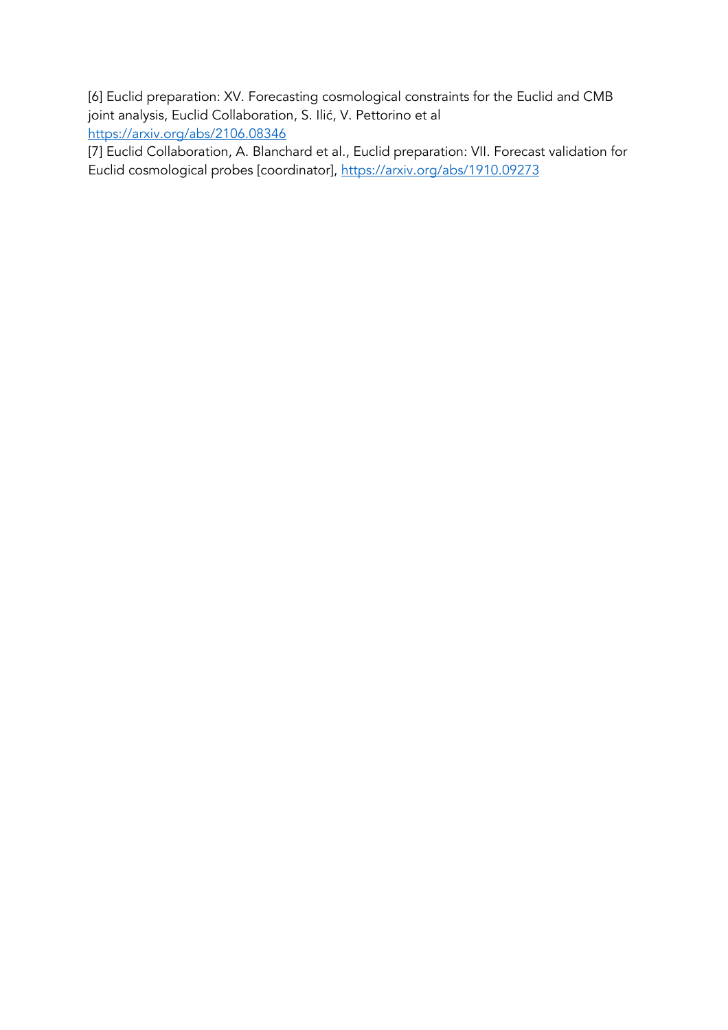[6] Euclid preparation: XV. Forecasting cosmological constraints for the Euclid and CMB joint analysis, Euclid Collaboration, S. Ilić, V. Pettorino et al
https://arxiv.org/abs/2106.08346

[7] Euclid Collaboration, A. Blanchard et al., Euclid preparation: VII. Forecast validation for Euclid cosmological probes [coordinator], https://arxiv.org/abs/1910.09273